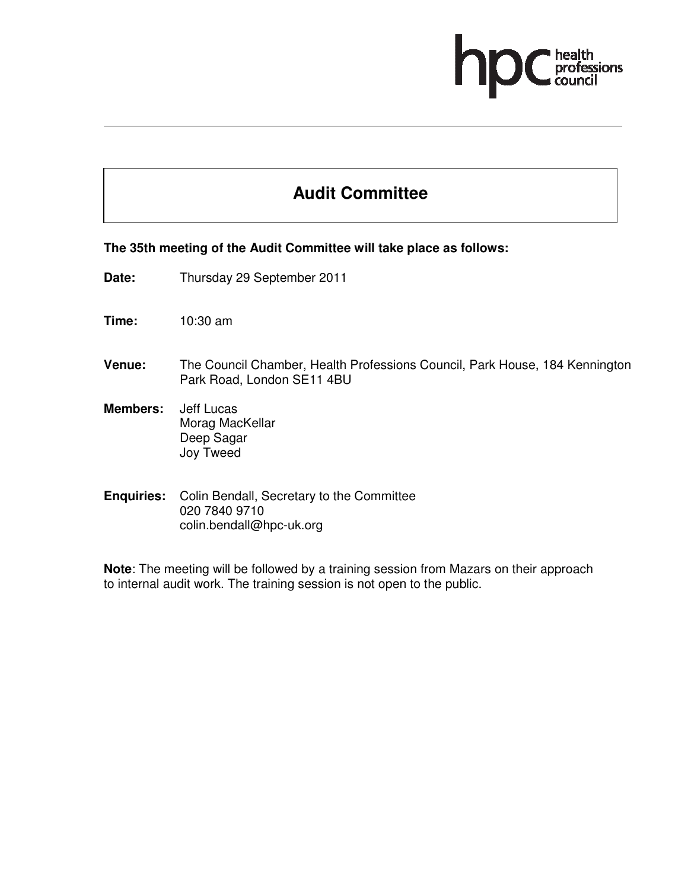hpc health professions council

# Audit Committee

**The 35th meeting of the Audit Committee will take place as follows:**

**Date:** Thursday 29 September 2011

**Time:** 10:30 am

**Venue:** The Council Chamber, Health Professions Council, Park House, 184 Kennington Park Road, London SE11 4BU

**Members:** Jeff Lucas
Morag MacKellar
Deep Sagar
Joy Tweed

**Enquiries:** Colin Bendall, Secretary to the Committee
020 7840 9710
colin.bendall@hpc-uk.org

**Note**: The meeting will be followed by a training session from Mazars on their approach to internal audit work. The training session is not open to the public.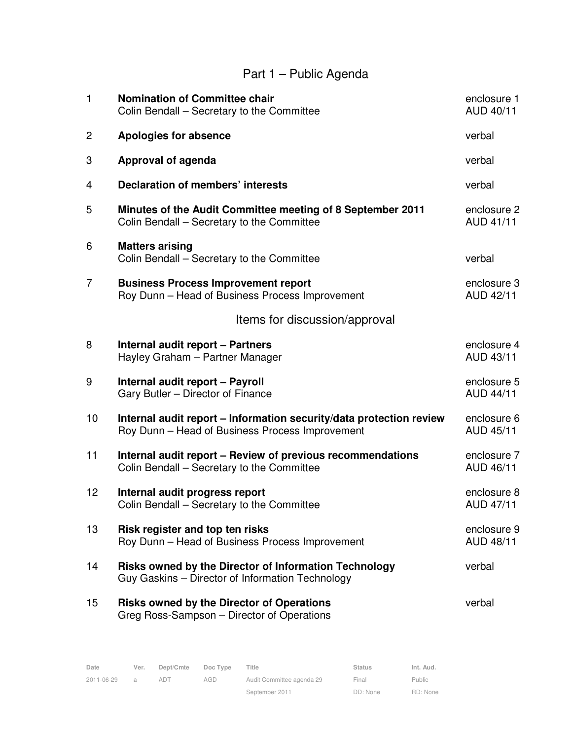# Part 1 – Public Agenda

| | | |
|---|---|---|
| 1 | **Nomination of Committee chair**<br>Colin Bendall – Secretary to the Committee | enclosure 1<br>AUD 40/11 |
| 2 | **Apologies for absence** | verbal |
| 3 | **Approval of agenda** | verbal |
| 4 | **Declaration of members' interests** | verbal |
| 5 | **Minutes of the Audit Committee meeting of 8 September 2011**<br>Colin Bendall – Secretary to the Committee | enclosure 2<br>AUD 41/11 |
| 6 | **Matters arising**<br>Colin Bendall – Secretary to the Committee | verbal |
| 7 | **Business Process Improvement report**<br>Roy Dunn – Head of Business Process Improvement | enclosure 3<br>AUD 42/11 |

## Items for discussion/approval

| | | |
|---|---|---|
| 8 | **Internal audit report – Partners**<br>Hayley Graham – Partner Manager | enclosure 4<br>AUD 43/11 |
| 9 | **Internal audit report – Payroll**<br>Gary Butler – Director of Finance | enclosure 5<br>AUD 44/11 |
| 10 | **Internal audit report – Information security/data protection review**<br>Roy Dunn – Head of Business Process Improvement | enclosure 6<br>AUD 45/11 |
| 11 | **Internal audit report – Review of previous recommendations**<br>Colin Bendall – Secretary to the Committee | enclosure 7<br>AUD 46/11 |
| 12 | **Internal audit progress report**<br>Colin Bendall – Secretary to the Committee | enclosure 8<br>AUD 47/11 |
| 13 | **Risk register and top ten risks**<br>Roy Dunn – Head of Business Process Improvement | enclosure 9<br>AUD 48/11 |
| 14 | **Risks owned by the Director of Information Technology**<br>Guy Gaskins – Director of Information Technology | verbal |
| 15 | **Risks owned by the Director of Operations**<br>Greg Ross-Sampson – Director of Operations | verbal |

| Date | Ver. | Dept/Cmte | Doc Type | Title | Status | Int. Aud. |
|---|---|---|---|---|---|---|
| 2011-06-29 | a | ADT | AGD | Audit Committee agenda 29 September 2011 | Final<br>DD: None | Public<br>RD: None |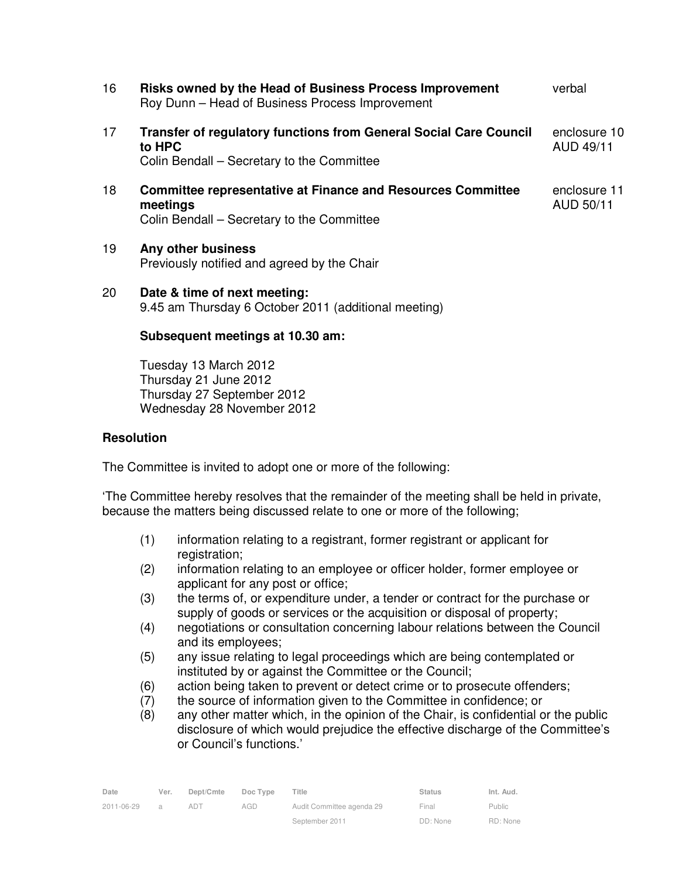| | | |
|---|---|---|
| 16 | **Risks owned by the Head of Business Process Improvement**<br>Roy Dunn – Head of Business Process Improvement | verbal |
| 17 | **Transfer of regulatory functions from General Social Care Council to HPC**<br>Colin Bendall – Secretary to the Committee | enclosure 10<br>AUD 49/11 |
| 18 | **Committee representative at Finance and Resources Committee meetings**<br>Colin Bendall – Secretary to the Committee | enclosure 11<br>AUD 50/11 |
| 19 | **Any other business**<br>Previously notified and agreed by the Chair | |
| 20 | **Date & time of next meeting:**<br>9.45 am Thursday 6 October 2011 (additional meeting) | |

**Subsequent meetings at 10.30 am:**

Tuesday 13 March 2012
Thursday 21 June 2012
Thursday 27 September 2012
Wednesday 28 November 2012

**Resolution**

The Committee is invited to adopt one or more of the following:

'The Committee hereby resolves that the remainder of the meeting shall be held in private, because the matters being discussed relate to one or more of the following;

(1) information relating to a registrant, former registrant or applicant for registration;
(2) information relating to an employee or officer holder, former employee or applicant for any post or office;
(3) the terms of, or expenditure under, a tender or contract for the purchase or supply of goods or services or the acquisition or disposal of property;
(4) negotiations or consultation concerning labour relations between the Council and its employees;
(5) any issue relating to legal proceedings which are being contemplated or instituted by or against the Committee or the Council;
(6) action being taken to prevent or detect crime or to prosecute offenders;
(7) the source of information given to the Committee in confidence; or
(8) any other matter which, in the opinion of the Chair, is confidential or the public disclosure of which would prejudice the effective discharge of the Committee's or Council's functions.'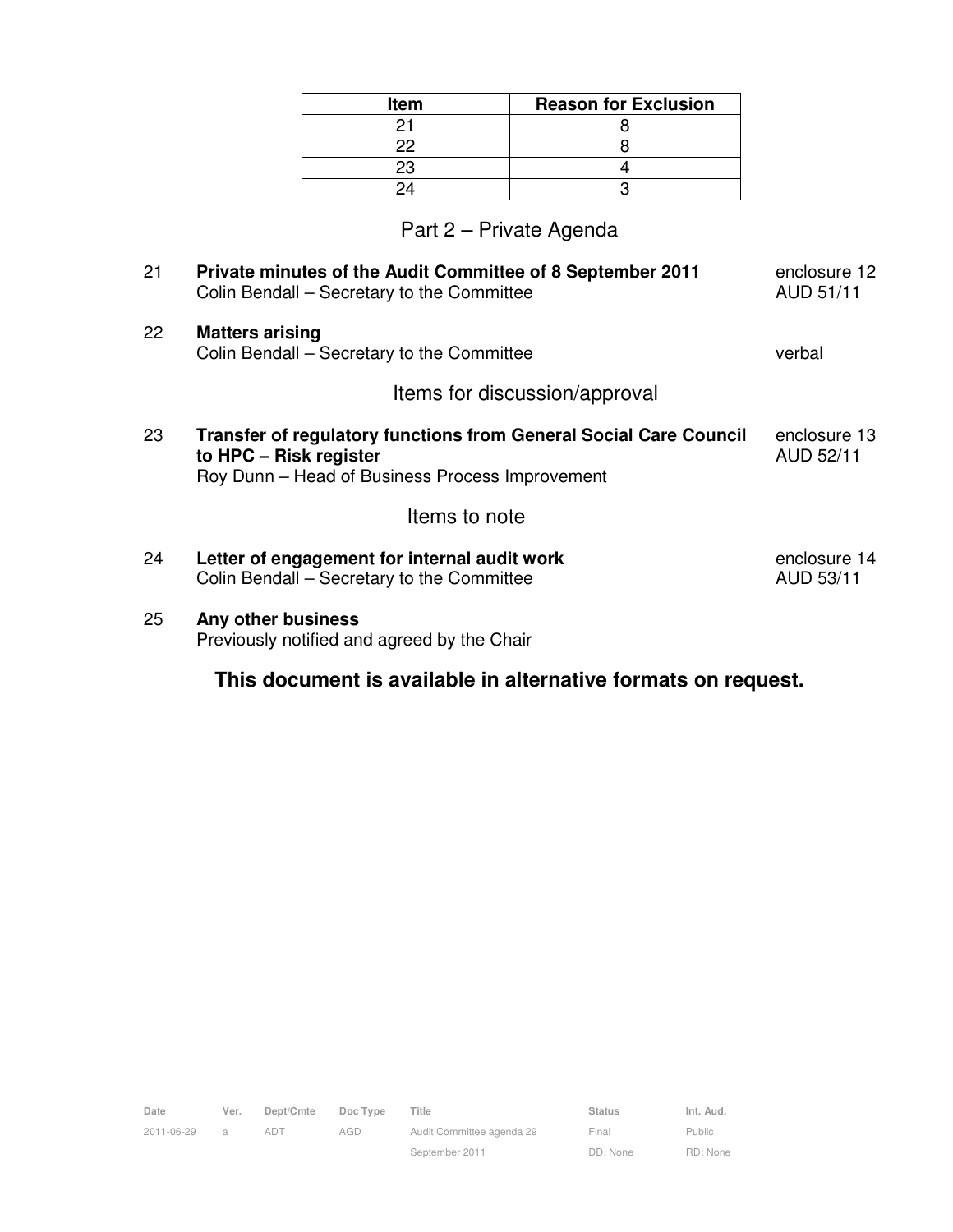| Item | Reason for Exclusion |
|---|---|
| 21 | 8 |
| 22 | 8 |
| 23 | 4 |
| 24 | 3 |

## Part 2 – Private Agenda

21 **Private minutes of the Audit Committee of 8 September 2011** — enclosure 12, AUD 51/11
Colin Bendall – Secretary to the Committee

22 **Matters arising** — verbal
Colin Bendall – Secretary to the Committee

### Items for discussion/approval

23 **Transfer of regulatory functions from General Social Care Council to HPC – Risk register** — enclosure 13, AUD 52/11
Roy Dunn – Head of Business Process Improvement

### Items to note

24 **Letter of engagement for internal audit work** — enclosure 14, AUD 53/11
Colin Bendall – Secretary to the Committee

25 **Any other business**
Previously notified and agreed by the Chair

**This document is available in alternative formats on request.**